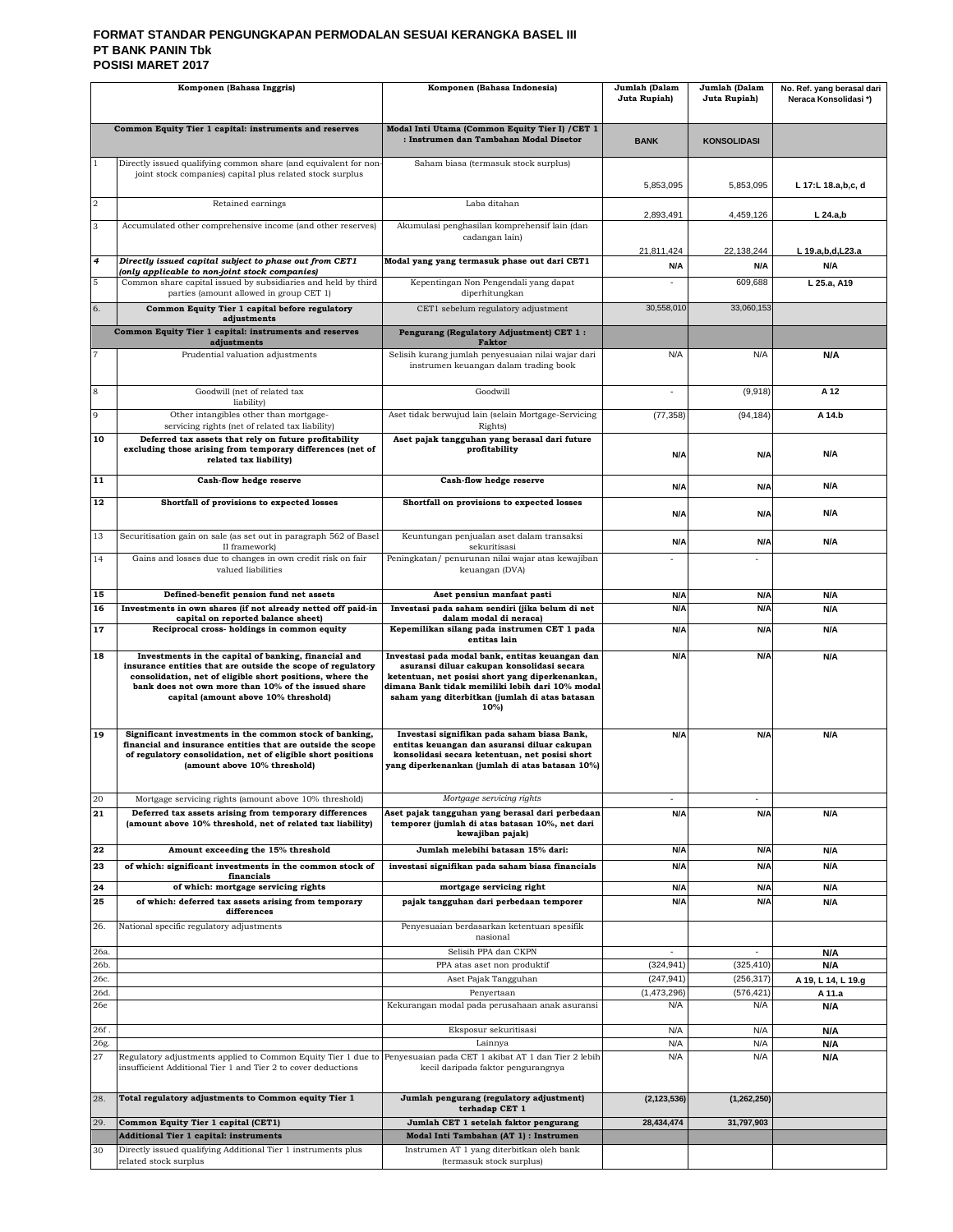**FORMAT STANDAR PENGUNGKAPAN PERMODALAN SESUAI KERANGKA BASEL III**
**PT BANK PANIN Tbk**
**POSISI MARET 2017**

| | Komponen (Bahasa Inggris) | Komponen (Bahasa Indonesia) | Jumlah (Dalam Juta Rupiah) | Jumlah (Dalam Juta Rupiah) | No. Ref. yang berasal dari Neraca Konsolidasi *) |
|---|---|---|---|---|---|
| | **Common Equity Tier 1 capital: instruments and reserves** | **Modal Inti Utama (Common Equity Tier I) /CET 1 : Instrumen dan Tambahan Modal Disetor** | **BANK** | **KONSOLIDASI** | |
| 1 | Directly issued qualifying common share (and equivalent for non-joint stock companies) capital plus related stock surplus | Saham biasa (termasuk stock surplus) | 5,853,095 | 5,853,095 | L 17:L 18.a,b,c, d |
| 2 | Retained earnings | Laba ditahan | 2,893,491 | 4,459,126 | L 24.a,b |
| 3 | Accumulated other comprehensive income (and other reserves) | Akumulasi penghasilan komprehensif lain (dan cadangan lain) | 21,811,424 | 22,138,244 | L 19.a,b,d,L23.a |
| *4* | ***Directly issued capital subject to phase out from CET1 (only applicable to non-joint stock companies)*** | **Modal yang yang termasuk phase out dari CET1** | N/A | N/A | N/A |
| 5 | Common share capital issued by subsidiaries and held by third parties (amount allowed in group CET 1) | Kepentingan Non Pengendali yang dapat diperhitungkan | - | 609,688 | L 25.a, A19 |
| 6. | **Common Equity Tier 1 capital before regulatory adjustments** | CET1 sebelum regulatory adjustment | 30,558,010 | 33,060,153 | |
| | **Common Equity Tier 1 capital: instruments and reserves adjustments** | **Pengurang (Regulatory Adjustment) CET 1 : Faktor** | | | |
| 7 | Prudential valuation adjustments | Selisih kurang jumlah penyesuaian nilai wajar dari instrumen keuangan dalam trading book | N/A | N/A | N/A |
| 8 | Goodwill (net of related tax liability) | Goodwill | - | (9,918) | A 12 |
| 9 | Other intangibles other than mortgage-servicing rights (net of related tax liability) | Aset tidak berwujud lain (selain Mortgage-Servicing Rights) | (77,358) | (94,184) | A 14.b |
| **10** | **Deferred tax assets that rely on future profitability excluding those arising from temporary differences (net of related tax liability)** | **Aset pajak tangguhan yang berasal dari future profitability** | N/A | N/A | N/A |
| **11** | **Cash-flow hedge reserve** | **Cash-flow hedge reserve** | N/A | N/A | N/A |
| **12** | **Shortfall of provisions to expected losses** | **Shortfall on provisions to expected losses** | N/A | N/A | N/A |
| 13 | Securitisation gain on sale (as set out in paragraph 562 of Basel II framework) | Keuntungan penjualan aset dalam transaksi sekuritisasi | N/A | N/A | N/A |
| 14 | Gains and losses due to changes in own credit risk on fair valued liabilities | Peningkatan/ penurunan nilai wajar atas kewajiban keuangan (DVA) | - | - | |
| **15** | **Defined-benefit pension fund net assets** | **Aset pensiun manfaat pasti** | N/A | N/A | N/A |
| **16** | **Investments in own shares (if not already netted off paid-in capital on reported balance sheet)** | **Investasi pada saham sendiri (jika belum di net dalam modal di neraca)** | N/A | N/A | N/A |
| **17** | **Reciprocal cross- holdings in common equity** | **Kepemilikan silang pada instrumen CET 1 pada entitas lain** | N/A | N/A | N/A |
| **18** | **Investments in the capital of banking, financial and insurance entities that are outside the scope of regulatory consolidation, net of eligible short positions, where the bank does not own more than 10% of the issued share capital (amount above 10% threshold)** | **Investasi pada modal bank, entitas keuangan dan asuransi diluar cakupan konsolidasi secara ketentuan, net posisi short yang diperkenankan, dimana Bank tidak memiliki lebih dari 10% modal saham yang diterbitkan (jumlah di atas batasan 10%)** | N/A | N/A | N/A |
| **19** | **Significant investments in the common stock of banking, financial and insurance entities that are outside the scope of regulatory consolidation, net of eligible short positions (amount above 10% threshold)** | **Investasi signifikan pada saham biasa Bank, entitas keuangan dan asuransi diluar cakupan konsolidasi secara ketentuan, net posisi short yang diperkenankan (jumlah di atas batasan 10%)** | N/A | N/A | N/A |
| 20 | Mortgage servicing rights (amount above 10% threshold) | *Mortgage servicing rights* | - | - | |
| **21** | **Deferred tax assets arising from temporary differences (amount above 10% threshold, net of related tax liability)** | **Aset pajak tangguhan yang berasal dari perbedaan temporer (jumlah di atas batasan 10%, net dari kewajiban pajak)** | N/A | N/A | N/A |
| **22** | **Amount exceeding the 15% threshold** | **Jumlah melebihi batasan 15% dari:** | N/A | N/A | N/A |
| **23** | **of which: significant investments in the common stock of financials** | **investasi signifikan pada saham biasa financials** | N/A | N/A | N/A |
| **24** | **of which: mortgage servicing rights** | **mortgage servicing right** | N/A | N/A | N/A |
| **25** | **of which: deferred tax assets arising from temporary differences** | **pajak tangguhan dari perbedaan temporer** | N/A | N/A | N/A |
| 26. | National specific regulatory adjustments | Penyesuaian berdasarkan ketentuan spesifik nasional | | | |
| 26a. | | Selisih PPA dan CKPN | - | - | N/A |
| 26b. | | PPA atas aset non produktif | (324,941) | (325,410) | N/A |
| 26c. | | Aset Pajak Tangguhan | (247,941) | (256,317) | A 19, L 14, L 19.g |
| 26d. | | Penyertaan | (1,473,296) | (576,421) | A 11.a |
| 26e | | Kekurangan modal pada perusahaan anak asuransi | N/A | N/A | N/A |
| 26f . | | Eksposur sekuritisasi | N/A | N/A | N/A |
| 26g. | | Lainnya | N/A | N/A | N/A |
| 27 | Regulatory adjustments applied to Common Equity Tier 1 due to insufficient Additional Tier 1 and Tier 2 to cover deductions | Penyesuaian pada CET 1 akibat AT 1 dan Tier 2 lebih kecil daripada faktor pengurangnya | N/A | N/A | N/A |
| 28. | **Total regulatory adjustments to Common equity Tier 1** | **Jumlah pengurang (regulatory adjustment) terhadap CET 1** | **(2,123,536)** | **(1,262,250)** | |
| 29. | **Common Equity Tier 1 capital (CET1)** | **Jumlah CET 1 setelah faktor pengurang** | **28,434,474** | **31,797,903** | |
| | **Additional Tier 1 capital: instruments** | **Modal Inti Tambahan (AT 1) : Instrumen** | | | |
| 30 | Directly issued qualifying Additional Tier 1 instruments plus related stock surplus | Instrumen AT 1 yang diterbitkan oleh bank (termasuk stock surplus) | | | |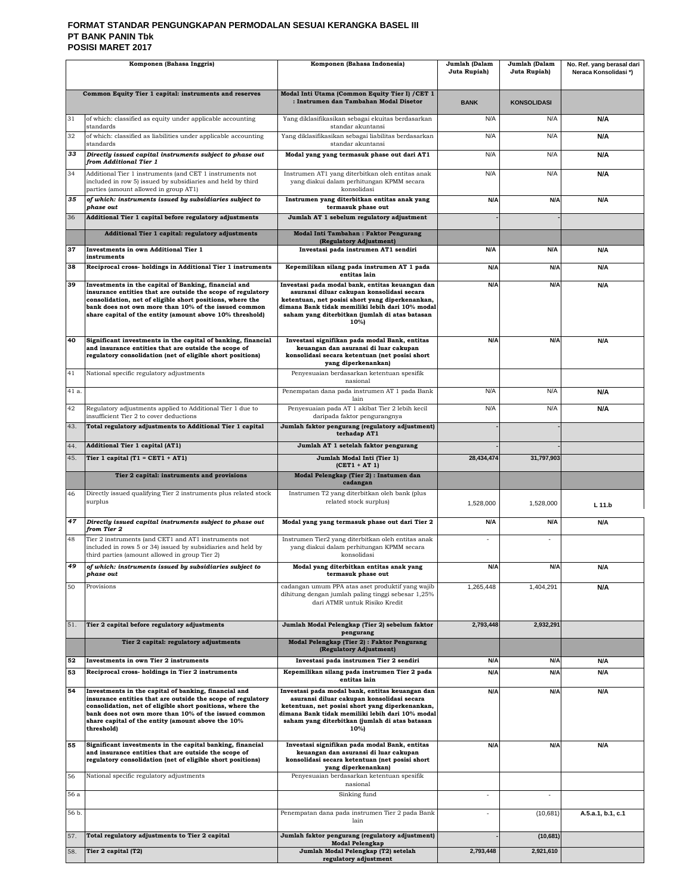**FORMAT STANDAR PENGUNGKAPAN PERMODALAN SESUAI KERANGKA BASEL III**
**PT BANK PANIN Tbk**
**POSISI MARET 2017**

| | Komponen (Bahasa Inggris) | Komponen (Bahasa Indonesia) | Jumlah (Dalam Juta Rupiah) | Jumlah (Dalam Juta Rupiah) | No. Ref. yang berasal dari Neraca Konsolidasi *) |
|---|---|---|---|---|---|
| | **Common Equity Tier 1 capital: instruments and reserves** | **Modal Inti Utama (Common Equity Tier I) /CET 1 : Instrumen dan Tambahan Modal Disetor** | **BANK** | **KONSOLIDASI** | |
| 31 | of which: classified as equity under applicable accounting standards | Yang diklasifikasikan sebagai ekuitas berdasarkan standar akuntansi | N/A | N/A | **N/A** |
| 32 | of which: classified as liabilities under applicable accounting standards | Yang diklasifikasikan sebagai liabilitas berdasarkan standar akuntansi | N/A | N/A | **N/A** |
| ***33*** | ***Directly issued capital instruments subject to phase out from Additional Tier 1*** | **Modal yang yang termasuk phase out dari AT1** | N/A | N/A | **N/A** |
| 34 | Additional Tier 1 instruments (and CET 1 instruments not included in row 5) issued by subsidiaries and held by third parties (amount allowed in group AT1) | Instrumen AT1 yang diterbitkan oleh entitas anak yang diakui dalam perhitungan KPMM secara konsolidasi | N/A | N/A | **N/A** |
| ***35*** | ***of which: instruments issued by subsidiaries subject to phase out*** | **Instrumen yang diterbitkan entitas anak yang termasuk phase out** | **N/A** | **N/A** | **N/A** |
| 36 | **Additional Tier 1 capital before regulatory adjustments** | **Jumlah AT 1 sebelum regulatory adjustment** | - | - | |
| | **Additional Tier 1 capital: regulatory adjustments** | **Modal Inti Tambahan : Faktor Pengurang (Regulatory Adjustment)** | | | |
| **37** | **Investments in own Additional Tier 1 instruments** | **Investasi pada instrumen AT1 sendiri** | **N/A** | **N/A** | **N/A** |
| **38** | **Reciprocal cross- holdings in Additional Tier 1 instruments** | **Kepemilikan silang pada instrumen AT 1 pada entitas lain** | **N/A** | **N/A** | **N/A** |
| **39** | **Investments in the capital of Banking, financial and insurance entities that are outside the scope of regulatory consolidation, net of eligible short positions, where the bank does not own more than 10% of the issued common share capital of the entity (amount above 10% threshold)** | **Investasi pada modal bank, entitas keuangan dan asuransi diluar cakupan konsolidasi secara ketentuan, net posisi short yang diperkenankan, dimana Bank tidak memiliki lebih dari 10% modal saham yang diterbitkan (jumlah di atas batasan 10%)** | **N/A** | **N/A** | **N/A** |
| **40** | **Significant investments in the capital of banking, financial and insurance entities that are outside the scope of regulatory consolidation (net of eligible short positions)** | **Investasi signifikan pada modal Bank, entitas keuangan dan asuransi di luar cakupan konsolidasi secara ketentuan (net posisi short yang diperkenankan)** | **N/A** | **N/A** | **N/A** |
| 41 | National specific regulatory adjustments | Penyesuaian berdasarkan ketentuan spesifik nasional | | | |
| 41 a. | | Penempatan dana pada instrumen AT 1 pada Bank lain | N/A | N/A | **N/A** |
| 42 | Regulatory adjustments applied to Additional Tier 1 due to insufficient Tier 2 to cover deductions | Penyesuaian pada AT 1 akibat Tier 2 lebih kecil daripada faktor pengurangnya | N/A | N/A | **N/A** |
| 43. | **Total regulatory adjustments to Additional Tier 1 capital** | **Jumlah faktor pengurang (regulatory adjustment) terhadap AT1** | - | - | |
| 44. | **Additional Tier 1 capital (AT1)** | **Jumlah AT 1 setelah faktor pengurang** | - | - | |
| 45. | **Tier 1 capital (T1 = CET1 + AT1)** | **Jumlah Modal Inti (Tier 1) (CET1 + AT 1)** | **28,434,474** | **31,797,903** | |
| | **Tier 2 capital: instruments and provisions** | **Modal Pelengkap (Tier 2) : Instumen dan cadangan** | | | |
| 46 | Directly issued qualifying Tier 2 instruments plus related stock surplus | Instrumen T2 yang diterbitkan oleh bank (plus related stock surplus) | 1,528,000 | 1,528,000 | **L 11.b** |
| ***47*** | ***Directly issued capital instruments subject to phase out from Tier 2*** | **Modal yang termasuk phase out dari Tier 2** | **N/A** | **N/A** | **N/A** |
| 48 | Tier 2 instruments (and CET1 and AT1 instruments not included in rows 5 or 34) issued by subsidiaries and held by third parties (amount allowed in group Tier 2) | Instrumen Tier2 yang diterbitkan oleh entitas anak yang diakui dalam perhitungan KPMM secara konsolidasi | - | - | |
| ***49*** | ***of which: instruments issued by subsidiaries subject to phase out*** | **Modal yang diterbitkan entitas anak yang termasuk phase out** | **N/A** | **N/A** | **N/A** |
| 50 | Provisions | cadangan umum PPA atas aset produktif yang wajib dihitung dengan jumlah paling tinggi sebesar 1,25% dari ATMR untuk Risiko Kredit | 1,265,448 | 1,404,291 | **N/A** |
| 51. | **Tier 2 capital before regulatory adjustments** | **Jumlah Modal Pelengkap (Tier 2) sebelum faktor pengurang** | **2,793,448** | **2,932,291** | |
| | **Tier 2 capital: regulatory adjustments** | **Modal Pelengkap (Tier 2) : Faktor Pengurang (Regulatory Adjustment)** | | | |
| **52** | **Investments in own Tier 2 instruments** | **Investasi pada instrumen Tier 2 sendiri** | **N/A** | **N/A** | **N/A** |
| **53** | **Reciprocal cross- holdings in Tier 2 instruments** | **Kepemilikan silang pada instrumen Tier 2 pada entitas lain** | **N/A** | **N/A** | **N/A** |
| **54** | **Investments in the capital of banking, financial and insurance entities that are outside the scope of regulatory consolidation, net of eligible short positions, where the bank does not own more than 10% of the issued common share capital of the entity (amount above the 10% threshold)** | **Investasi pada modal bank, entitas keuangan dan asuransi diluar cakupan konsolidasi secara ketentuan, net posisi short yang diperkenankan, dimana Bank tidak memiliki lebih dari 10% modal saham yang diterbitkan (jumlah di atas batasan 10%)** | **N/A** | **N/A** | **N/A** |
| **55** | **Significant investments in the capital banking, financial and insurance entities that are outside the scope of regulatory consolidation (net of eligible short positions)** | **Investasi signifikan pada modal Bank, entitas keuangan dan asuransi di luar cakupan konsolidasi secara ketentuan (net posisi short yang diperkenankan)** | **N/A** | **N/A** | **N/A** |
| 56 | National specific regulatory adjustments | Penyesuaian berdasarkan ketentuan spesifik nasional | | | |
| 56 a | | Sinking fund | - | - | |
| 56 b. | | Penempatan dana pada instrumen Tier 2 pada Bank lain | - | (10,681) | **A.5.a.1, b.1, c.1** |
| 57. | **Total regulatory adjustments to Tier 2 capital** | **Jumlah faktor pengurang (regulatory adjustment) Modal Pelengkap** | - | **(10,681)** | |
| 58. | **Tier 2 capital (T2)** | **Jumlah Modal Pelengkap (T2) setelah regulatory adjustment** | **2,793,448** | **2,921,610** | |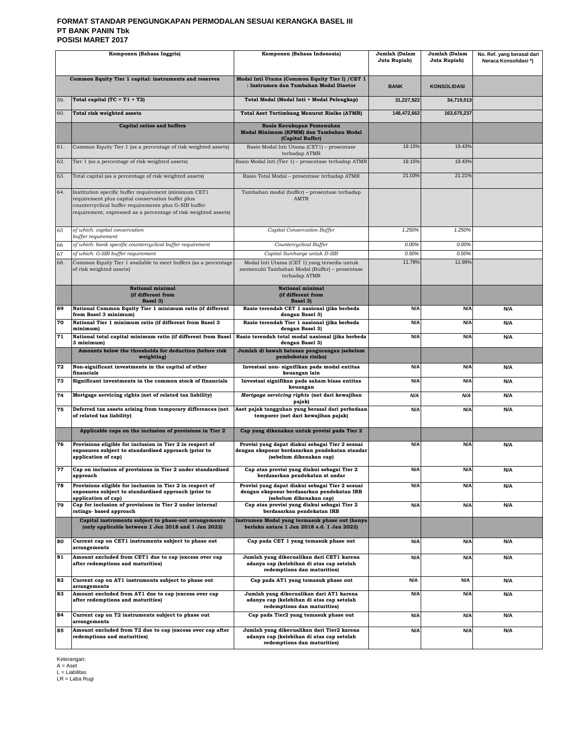**FORMAT STANDAR PENGUNGKAPAN PERMODALAN SESUAI KERANGKA BASEL III**
**PT BANK PANIN Tbk**
**POSISI MARET 2017**

| | Komponen (Bahasa Inggris) | Komponen (Bahasa Indonesia) | Jumlah (Dalam Juta Rupiah) | Jumlah (Dalam Juta Rupiah) | No. Ref. yang berasal dari Neraca Konsolidasi *) |
|---|---|---|---|---|---|
| | **Common Equity Tier 1 capital: instruments and reserves** | **Modal Inti Utama (Common Equity Tier I) /CET 1 : Instrumen dan Tambahan Modal Disetor** | **BANK** | **KONSOLIDASI** | |
| 59. | **Total capital (TC = T1 + T2)** | **Total Modal (Modal Inti + Modal Pelengkap)** | **31,227,922** | **34,719,513** | |
| 60. | **Total risk weighted assets** | **Total Aset Tertimbang Menurut Risiko (ATMR)** | **148,472,662** | **163,675,237** | |
| | **Capital ratios and buffers** | **Rasio Kecukupan Pemenuhan Modal Minimum (KPMM) dan Tambahan Modal (Capital Buffer)** | | | |
| 61. | Common Equity Tier 1 (as a percentage of risk weighted assets) | Rasio Modal Inti Utama (CET1) – prosentase terhadap ATMR | 19.15% | 19.43% | |
| 62. | Tier 1 (as a percentage of risk weighted assets) | Rasio Modal Inti (Tier 1) – prosentase terhadap ATMR | 19.15% | 19.43% | |
| 63. | Total capital (as a percentage of risk weighted assets) | Rasio Total Modal – prosentase terhadap ATMR | 21.03% | 21.21% | |
| 64. | Institution specific buffer requirement (minimum CET1 requirement plus capital conservation buffer plus countercyclical buffer requirements plus G-SIB buffer requirement, expressed as a percentage of risk weighted assets) | Tambahan modal (buffer) – prosentase terhadap AMTR | | | |
| 65 | *of which: capital conservation buffer requirement* | *Capital Conservation Buffer* | *1.250%* | *1.250%* | |
| 66 | *of which: bank specific countercyclical buffer requirement* | *Countercyclical Buffer* | *0.00%* | *0.00%* | |
| 67 | *of which: G-SIB buffer requirement* | *Capital Surcharge untuk D-SIB* | *0.50%* | *0.50%* | |
| 68. | Common Equity Tier 1 available to meet buffers (as a percentage of risk weighted assets) | Modal Inti Utama (CET 1) yang tersedia untuk memenuhi Tambahan Modal (Buffer) – prosentase terhadap ATMR | 11.78% | 11.99% | |
| | **National minimal (if different from Basel 3)** | **National minimal (if different from Basel 3)** | | | |
| 69 | **National Common Equity Tier 1 minimum ratio (if different from Basel 3 minimum)** | **Rasio terendah CET 1 nasional (jika berbeda dengan Basel 3)** | **N/A** | **N/A** | **N/A** |
| 70 | **National Tier 1 minimum ratio (if different from Basel 3 minimum)** | **Rasio terendah Tier 1 nasional (jika berbeda dengan Basel 3)** | **N/A** | **N/A** | **N/A** |
| 71 | **National total capital minimum ratio (if different from Basel 3 minimum)** | **Rasio terendah total modal nasional (jika berbeda dengan Basel 3)** | **N/A** | **N/A** | **N/A** |
| | **Amounts below the thresholds for deduction (before risk weighting)** | **Jumlah di bawah batasan pengurangan (sebelum pembobotan risiko)** | | | |
| 72 | **Non-significant investments in the capital of other financials** | **Investasi non- signifikan pada modal entitas keuangan lain** | **N/A** | **N/A** | **N/A** |
| 73 | **Significant investments in the common stock of financials** | **Investasi signifikan pada saham biasa entitas keuangan** | **N/A** | **N/A** | **N/A** |
| 74 | **Mortgage servicing rights (net of related tax liability)** | ***Mortgage servicing rights* (net dari kewajiban pajak)** | ***N/A*** | ***N/A*** | **N/A** |
| 75 | **Deferred tax assets arising from temporary differences (net of related tax liability)** | **Aset pajak tangguhan yang berasal dari perbedaan temporer (net dari kewajiban pajak)** | **N/A** | **N/A** | **N/A** |
| | **Applicable caps on the inclusion of provisions in Tier 2** | **Cap yang dikenakan untuk provisi pada Tier 2** | | | |
| 76 | **Provisions eligible for inclusion in Tier 2 in respect of exposures subject to standardised approach (prior to application of cap)** | **Provisi yang dapat diakui sebagai Tier 2 sesuai dengan eksposur berdasarkan pendekatan standar (sebelum dikenakan cap)** | **N/A** | **N/A** | **N/A** |
| 77 | **Cap on inclusion of provisions in Tier 2 under standardised approach** | **Cap atas provisi yang diakui sebagai Tier 2 berdasarkan pendekatan st andar** | **N/A** | **N/A** | **N/A** |
| 78 | **Provisions eligible for inclusion in Tier 2 in respect of exposures subject to standardised approach (prior to application of cap)** | **Provisi yang dapat diakui sebagai Tier 2 sesuai dengan eksposur berdasarkan pendekatan IRB (sebelum dikenakan cap)** | **N/A** | **N/A** | **N/A** |
| 79 | **Cap for inclusion of provisions in Tier 2 under internal ratings- based approach** | **Cap atas provisi yang diakui sebagai Tier 2 berdasarkan pendekatan IRB** | **N/A** | **N/A** | **N/A** |
| | **Capital instruments subject to phase-out arrangements (only applicable between 1 Jan 2018 and 1 Jan 2022)** | **Instrumen Modal yang termasuk phase out (hanya berlaku antara 1 Jan 2018 s.d. 1 Jan 2022)** | | | |
| 80 | **Current cap on CET1 instruments subject to phase out arrangements** | **Cap pada CET 1 yang temasuk phase out** | **N/A** | **N/A** | **N/A** |
| 81 | **Amount excluded from CET1 due to cap (excess over cap after redemptions and maturities)** | **Jumlah yang dikecualikan dari CET1 karena adanya cap (kelebihan di atas cap setelah redemptions dan maturities)** | **N/A** | **N/A** | **N/A** |
| 82 | **Current cap on AT1 instruments subject to phase out arrangements** | **Cap pada AT1 yang temasuk phase out** | **N/A** | **N/A** | **N/A** |
| 83 | **Amount excluded from AT1 due to cap (excess over cap after redemptions and maturities)** | **Jumlah yang dikecualikan dari AT1 karena adanya cap (kelebihan di atas cap setelah redemptions dan maturities)** | **N/A** | **N/A** | **N/A** |
| 84 | **Current cap on T2 instruments subject to phase out arrangements** | **Cap pada Tier2 yang temasuk phase out** | **N/A** | **N/A** | **N/A** |
| 85 | **Amount excluded from T2 due to cap (excess over cap after redemptions and maturities)** | **Jumlah yang dikecualikan dari Tier2 karena adanya cap (kelebihan di atas cap setelah redemptions dan maturities)** | **N/A** | **N/A** | **N/A** |

Keterangan:
A = Aset
L = Liabilitas
LR = Laba Rugi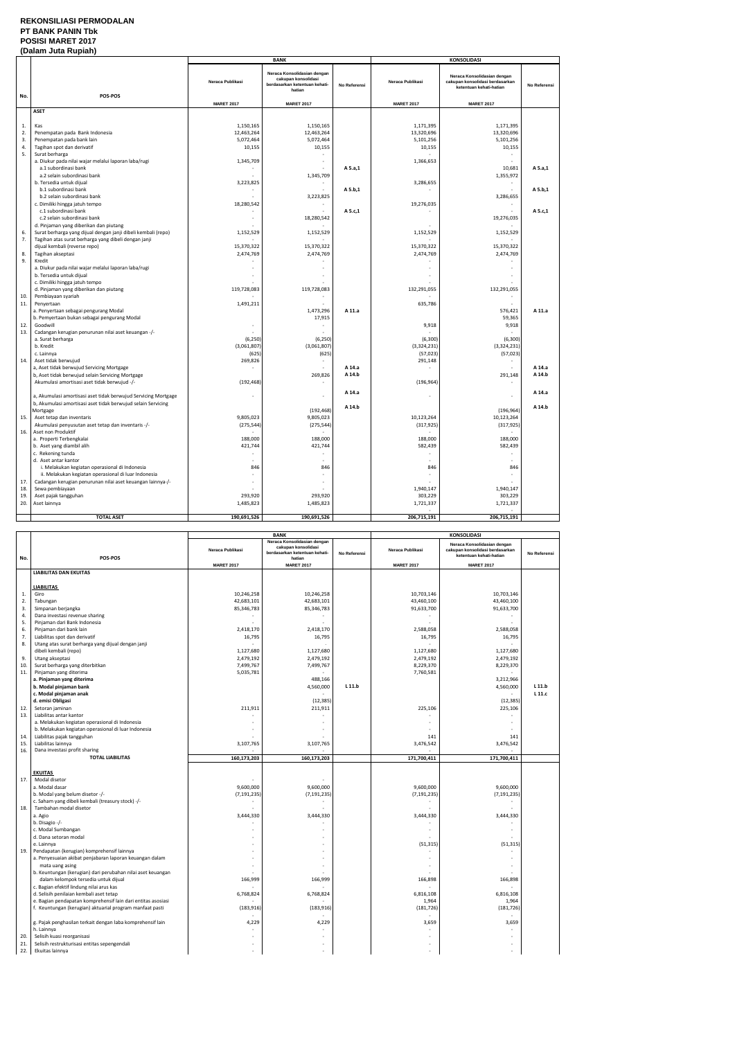**REKONSILIASI PERMODALAN**
**PT BANK PANIN Tbk**
**POSISI MARET 2017**
**(Dalam Juta Rupiah)**

| No. | POS-POS | BANK | | | KONSOLIDASI | | |
|---|---|---|---|---|---|---|---|
| | | Neraca Publikasi | Neraca Konsolidasian dengan cakupan konsolidasi berdasarkan ketentuan kehati-hatian | No Referensi | Neraca Publikasi | Neraca Konsolidasian dengan cakupan konsolidasi berdasarkan ketentuan kehati-hatian | No Referensi |
| | | MARET 2017 | MARET 2017 | | MARET 2017 | MARET 2017 | |
| | **ASET** | | | | | | |
| 1. | Kas | 1,150,165 | 1,150,165 | | 1,171,395 | 1,171,395 | |
| 2. | Penempatan pada Bank Indonesia | 12,463,264 | 12,463,264 | | 13,320,696 | 13,320,696 | |
| 3. | Penempatan pada bank lain | 5,072,464 | 5,072,464 | | 5,101,256 | 5,101,256 | |
| 4. | Tagihan spot dan derivatif | 10,155 | 10,155 | | 10,155 | 10,155 | |
| 5. | Surat berharga | | | | | - | |
| | a. Diukur pada nilai wajar melalui laporan laba/rugi | 1,345,709 | - | | 1,366,653 | - | |
| | a.1 subordinasi bank | - | - | A 5.a,1 | | 10,681 | A 5.a,1 |
| | a.2 selain subordinasi bank | | 1,345,709 | | | 1,355,972 | |
| | b. Tersedia untuk dijual | 3,223,825 | - | | 3,286,655 | - | |
| | b.1 subordinasi bank | - | - | A 5.b,1 | - | - | A 5.b,1 |
| | b.2 selain subordinasi bank | - | 3,223,825 | | | 3,286,655 | |
| | c. Dimiliki hingga jatuh tempo | 18,280,542 | - | | 19,276,035 | - | |
| | c.1 subordinasi bank | - | - | A 5.c,1 | - | - | A 5.c,1 |
| | c.2 selain subordinasi bank | - | 18,280,542 | | | 19,276,035 | |
| | d. Pinjaman yang diberikan dan piutang | - | - | | - | - | |
| 6. | Surat berharga yang dijual dengan janji dibeli kembali (repo) | 1,152,529 | 1,152,529 | | 1,152,529 | 1,152,529 | |
| 7. | Tagihan atas surat berharga yang dibeli dengan janji dijual kembali (reverse repo) | 15,370,322 | 15,370,322 | | 15,370,322 | 15,370,322 | |
| 8. | Tagihan akseptasi | 2,474,769 | 2,474,769 | | 2,474,769 | 2,474,769 | |
| 9. | Kredit | - | - | | - | - | |
| | a. Diukur pada nilai wajar melalui laporan laba/rugi | - | - | | - | - | |
| | b. Tersedia untuk dijual | - | - | | - | - | |
| | c. Dimiliki hingga jatuh tempo | - | - | | - | - | |
| | d. Pinjaman yang diberikan dan piutang | 119,728,083 | 119,728,083 | | 132,291,055 | 132,291,055 | |
| 10. | Pembiayaan syariah | - | - | | - | - | |
| 11. | Penyertaan | 1,491,211 | - | | 635,786 | - | |
| | a. Penyertaan sebagai pengurang Modal | | 1,473,296 | A 11.a | | 576,421 | A 11.a |
| | b. Penyertaan bukan sebagai pengurang Modal | | 17,915 | | | 59,365 | |
| 12. | Goodwill | - | - | | 9,918 | 9,918 | |
| 13. | Cadangan kerugian penurunan nilai aset keuangan -/- | - | - | | - | - | |
| | a. Surat berharga | (6,250) | (6,250) | | (6,300) | (6,300) | |
| | b. Kredit | (3,061,807) | (3,061,807) | | (3,324,231) | (3,324,231) | |
| | c. Lainnya | (625) | (625) | | (57,023) | (57,023) | |
| 14. | Aset tidak berwujud | 269,826 | - | | 291,148 | - | |
| | a, Aset tidak berwujud Servicing Mortgage | - | - | A 14.a | - | - | A 14.a |
| | b, Aset tidak berwujud selain Servicing Mortgage | | 269,826 | A 14.b | | 291,148 | A 14.b |
| | Akumulasi amortisasi aset tidak berwujud -/- | (192,468) | | | (196,964) | - | |
| | a, Akumulasi amortisasi aset tidak berwujud Servicing Mortgage | - | - | A 14.a | - | - | A 14.a |
| | b, Akumulasi amortisasi aset tidak berwujud selain Servicing Mortgage | | (192,468) | A 14.b | | (196,964) | A 14.b |
| 15. | Aset tetap dan inventaris | 9,805,023 | 9,805,023 | | 10,123,264 | 10,123,264 | |
| | Akumulasi penyusutan aset tetap dan inventaris -/- | (275,544) | (275,544) | | (317,925) | (317,925) | |
| 16. | Aset non Produktif | - | - | | - | - | |
| | a. Properti Terbengkalai | 188,000 | 188,000 | | 188,000 | 188,000 | |
| | b. Aset yang diambil alih | 421,744 | 421,744 | | 582,439 | 582,439 | |
| | c. Rekening tunda | - | - | | - | - | |
| | d. Aset antar kantor | - | - | | - | - | |
| | i. Melakukan kegiatan operasional di Indonesia | 846 | 846 | | 846 | 846 | |
| | ii. Melakukan kegiatan operasional di luar Indonesia | - | - | | - | - | |
| 17. | Cadangan kerugian penurunan nilai aset keuangan lainnya-/- | - | - | | - | - | |
| 18. | Sewa pembiayaan | - | - | | 1,940,147 | 1,940,147 | |
| 19. | Aset pajak tangguhan | 293,920 | 293,920 | | 303,229 | 303,229 | |
| 20. | Aset lainnya | 1,485,823 | 1,485,823 | | 1,721,337 | 1,721,337 | |
| | **TOTAL ASET** | **190,691,526** | **190,691,526** | | **206,715,191** | **206,715,191** | |

| No. | POS-POS | BANK | | | KONSOLIDASI | | |
|---|---|---|---|---|---|---|---|
| | | Neraca Publikasi | Neraca Konsolidasian dengan cakupan konsolidasi berdasarkan ketentuan kehati-hatian | No Referensi | Neraca Publikasi | Neraca Konsolidasian dengan cakupan konsolidasi berdasarkan ketentuan kehati-hatian | No Referensi |
| | | MARET 2017 | MARET 2017 | | MARET 2017 | MARET 2017 | |
| | **LIABILITAS DAN EKUITAS** | | | | | | |
| | **LIABILITAS** | | | | | | |
| 1. | Giro | 10,246,258 | 10,246,258 | | 10,703,146 | 10,703,146 | |
| 2. | Tabungan | 42,683,101 | 42,683,101 | | 43,460,100 | 43,460,100 | |
| 3. | Simpanan berjangka | 85,346,783 | 85,346,783 | | 91,633,700 | 91,633,700 | |
| 4. | Dana investasi revenue sharing | - | - | | - | - | |
| 5. | Pinjaman dari Bank Indonesia | - | - | | - | - | |
| 6. | Pinjaman dari bank lain | 2,418,170 | 2,418,170 | | 2,588,058 | 2,588,058 | |
| 7. | Liabilitas spot dan derivatif | 16,795 | 16,795 | | 16,795 | 16,795 | |
| 8. | Utang atas surat berharga yang dijual dengan janji dibeli kembali (repo) | 1,127,680 | 1,127,680 | | 1,127,680 | 1,127,680 | |
| 9. | Utang akseptasi | 2,479,192 | 2,479,192 | | 2,479,192 | 2,479,192 | |
| 10. | Surat berharga yang diterbitkan | 7,499,767 | 7,499,767 | | 8,229,370 | 8,229,370 | |
| 11. | Pinjaman yang diterima | 5,035,781 | - | | 7,760,581 | - | |
| | **a. Pinjaman yang diterima** | | 488,166 | | | 3,212,966 | |
| | **b. Modal pinjaman bank** | | 4,560,000 | L 11.b | | 4,560,000 | L 11.b |
| | **c. Modal pinjaman anak** | | - | | | - | L 11.c |
| | **d. emisi Obligasi** | | (12,385) | | | (12,385) | |
| 12. | Setoran jaminan | 211,911 | 211,911 | | 225,106 | 225,106 | |
| 13. | Liabilitas antar kantor | - | - | | - | - | |
| | a. Melakukan kegiatan operasional di Indonesia | - | - | | - | - | |
| | b. Melakukan kegiatan operasional di luar Indonesia | - | - | | - | - | |
| 14. | Liabilitas pajak tangguhan | - | - | | 141 | 141 | |
| 15. | Liabilitas lainnya | 3,107,765 | 3,107,765 | | 3,476,542 | 3,476,542 | |
| 16. | Dana investasi profit sharing | - | - | | - | - | |
| | **TOTAL LIABILITAS** | **160,173,203** | **160,173,203** | | **171,700,411** | **171,700,411** | |
| | **EKUITAS** | | | | | | |
| 17. | Modal disetor | - | - | | - | - | |
| | a. Modal dasar | 9,600,000 | 9,600,000 | | 9,600,000 | 9,600,000 | |
| | b. Modal yang belum disetor -/- | (7,191,235) | (7,191,235) | | (7,191,235) | (7,191,235) | |
| | c. Saham yang dibeli kembali (treasury stock) -/- | - | - | | - | - | |
| 18. | Tambahan modal disetor | - | - | | - | - | |
| | a. Agio | 3,444,330 | 3,444,330 | | 3,444,330 | 3,444,330 | |
| | b. Disagio -/- | - | - | | - | - | |
| | c. Modal Sumbangan | - | - | | - | - | |
| | d. Dana setoran modal | - | - | | - | - | |
| | e. Lainnya | - | - | | (51,315) | (51,315) | |
| 19. | Pendapatan (kerugian) komprehensif lainnya | - | - | | - | - | |
| | a. Penyesuaian akibat penjabaran laporan keuangan dalam mata uang asing | - | - | | - | - | |
| | b. Keuntungan (kerugian) dari perubahan nilai aset keuangan dalam kelompok tersedia untuk dijual | 166,999 | 166,999 | | 166,898 | 166,898 | |
| | c. Bagian efektif lindung nilai arus kas | - | - | | - | - | |
| | d. Selisih penilaian kembali aset tetap | 6,768,824 | 6,768,824 | | 6,816,108 | 6,816,108 | |
| | e. Bagian pendapatan komprehensif lain dari entitas asosiasi | - | - | | 1,964 | 1,964 | |
| | f. Keuntungan (kerugian) aktuarial program manfaat pasti | (183,916) | (183,916) | | (181,726) | (181,726) | |
| | g. Pajak penghasilan terkait dengan laba komprehensif lain | 4,229 | 4,229 | | 3,659 | 3,659 | |
| | h. Lainnya | - | - | | - | - | |
| 20. | Selisih kuasi reorganisasi | - | - | | - | - | |
| 21. | Selisih restrukturisasi entitas sepengendali | - | - | | - | - | |
| 22. | Ekuitas lainnya | - | - | | - | - | |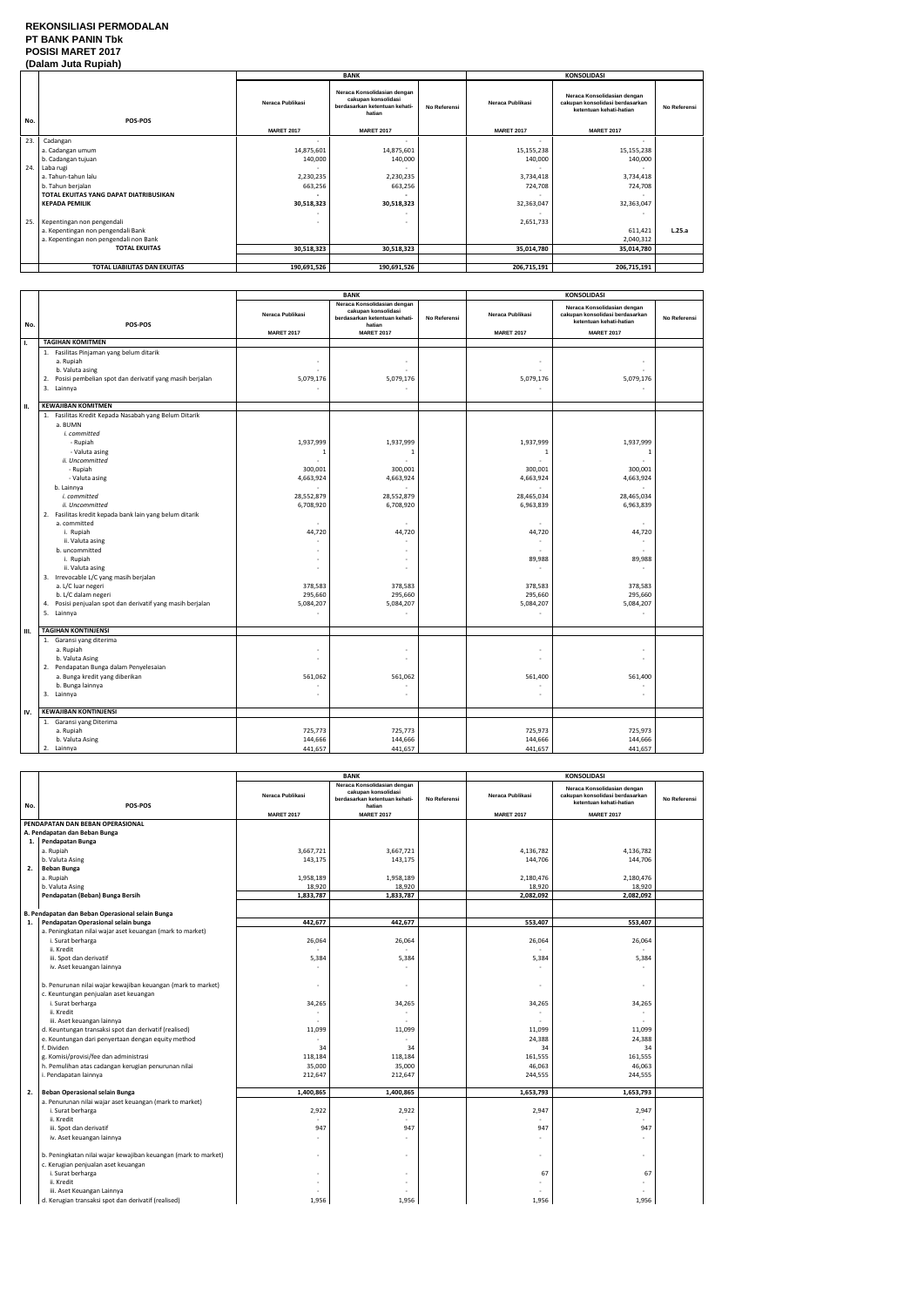# REKONSILIASI PERMODALAN
# PT BANK PANIN Tbk
# POSISI MARET 2017
# (Dalam Juta Rupiah)

| No. | POS-POS | BANK | | | KONSOLIDASI | | |
|---|---|---|---|---|---|---|---|
| | | Neraca Publikasi | Neraca Konsolidasian dengan cakupan konsolidasi berdasarkan ketentuan kehati-hatian | No Referensi | Neraca Publikasi | Neraca Konsolidasian dengan cakupan konsolidasi berdasarkan ketentuan kehati-hatian | No Referensi |
| | | MARET 2017 | MARET 2017 | | MARET 2017 | MARET 2017 | |
| 23. | Cadangan | - | - | | - | - | |
| | a. Cadangan umum | 14,875,601 | 14,875,601 | | 15,155,238 | 15,155,238 | |
| | b. Cadangan tujuan | 140,000 | 140,000 | | 140,000 | 140,000 | |
| 24. | Laba rugi | - | - | | - | - | |
| | a. Tahun-tahun lalu | 2,230,235 | 2,230,235 | | 3,734,418 | 3,734,418 | |
| | b. Tahun berjalan | 663,256 | 663,256 | | 724,708 | 724,708 | |
| | TOTAL EKUITAS YANG DAPAT DIATRIBUSIKAN KEPADA PEMILIK | 30,518,323 | 30,518,323 | | 32,363,047 | 32,363,047 | |
| | | - | - | | - | - | |
| 25. | Kepentingan non pengendali | - | - | | 2,651,733 | | |
| | a. Kepentingan non pengendali Bank | | | | | 611,421 | L.25.a |
| | a. Kepentingan non pengendali non Bank | | | | | 2,040,312 | |
| | TOTAL EKUITAS | 30,518,323 | 30,518,323 | | 35,014,780 | 35,014,780 | |
| | TOTAL LIABILITAS DAN EKUITAS | 190,691,526 | 190,691,526 | | 206,715,191 | 206,715,191 | |

| No. | POS-POS | BANK | | | KONSOLIDASI | | |
|---|---|---|---|---|---|---|---|
| | | Neraca Publikasi | Neraca Konsolidasian dengan cakupan konsolidasi berdasarkan ketentuan kehati-hatian | No Referensi | Neraca Publikasi | Neraca Konsolidasian dengan cakupan konsolidasi berdasarkan ketentuan kehati-hatian | No Referensi |
| | | MARET 2017 | MARET 2017 | | MARET 2017 | MARET 2017 | |
| I. | TAGIHAN KOMITMEN | | | | | | |
| | 1. Fasilitas Pinjaman yang belum ditarik | | | | | | |
| | a. Rupiah | - | - | | - | - | |
| | b. Valuta asing | - | - | | - | - | |
| | 2. Posisi pembelian spot dan derivatif yang masih berjalan | 5,079,176 | 5,079,176 | | 5,079,176 | 5,079,176 | |
| | 3. Lainnya | - | - | | - | - | |
| II. | KEWAJIBAN KOMITMEN | | | | | | |
| | 1. Fasilitas Kredit Kepada Nasabah yang Belum Ditarik | | | | | | |
| | a. BUMN | | | | | | |
| | *i. committed* | | | | | | |
| | - Rupiah | 1,937,999 | 1,937,999 | | 1,937,999 | 1,937,999 | |
| | - Valuta asing | 1 | 1 | | 1 | 1 | |
| | *ii. Uncommitted* | - | - | | - | - | |
| | - Rupiah | 300,001 | 300,001 | | 300,001 | 300,001 | |
| | - Valuta asing | 4,663,924 | 4,663,924 | | 4,663,924 | 4,663,924 | |
| | b. Lainnya | - | | | | | |
| | *i. committed* | 28,552,879 | 28,552,879 | | 28,465,034 | 28,465,034 | |
| | *ii. Uncommitted* | 6,708,920 | 6,708,920 | | 6,963,839 | 6,963,839 | |
| | 2. Fasilitas kredit kepada bank lain yang belum ditarik | | | | | | |
| | a. committed | - | - | | - | - | |
| | i. Rupiah | 44,720 | 44,720 | | 44,720 | 44,720 | |
| | ii. Valuta asing | - | - | | - | - | |
| | b. uncommitted | - | - | | - | - | |
| | i. Rupiah | - | - | | 89,988 | 89,988 | |
| | ii. Valuta asing | - | - | | - | - | |
| | 3. Irrevocable L/C yang masih berjalan | | | | | | |
| | a. L/C luar negeri | 378,583 | 378,583 | | 378,583 | 378,583 | |
| | b. L/C dalam negeri | 295,660 | 295,660 | | 295,660 | 295,660 | |
| | 4. Posisi penjualan spot dan derivatif yang masih berjalan | 5,084,207 | 5,084,207 | | 5,084,207 | 5,084,207 | |
| | 5. Lainnya | - | - | | - | - | |
| III. | TAGIHAN KONTINJENSI | | | | | | |
| | 1. Garansi yang diterima | | | | | | |
| | a. Rupiah | - | - | | - | - | |
| | b. Valuta Asing | - | - | | - | - | |
| | 2. Pendapatan Bunga dalam Penyelesaian | | | | | | |
| | a. Bunga kredit yang diberikan | 561,062 | 561,062 | | 561,400 | 561,400 | |
| | b. Bunga lainnya | - | - | | - | - | |
| | 3. Lainnya | - | - | | - | - | |
| IV. | KEWAJIBAN KONTINJENSI | | | | | | |
| | 1. Garansi yang Diterima | | | | | | |
| | a. Rupiah | 725,773 | 725,773 | | 725,973 | 725,973 | |
| | b. Valuta Asing | 144,666 | 144,666 | | 144,666 | 144,666 | |
| | 2. Lainnya | 441,657 | 441,657 | | 441,657 | 441,657 | |

| No. | POS-POS | BANK | | | KONSOLIDASI | | |
|---|---|---|---|---|---|---|---|
| | | Neraca Publikasi | Neraca Konsolidasian dengan cakupan konsolidasi berdasarkan ketentuan kehati-hatian | No Referensi | Neraca Publikasi | Neraca Konsolidasian dengan cakupan konsolidasi berdasarkan ketentuan kehati-hatian | No Referensi |
| | | MARET 2017 | MARET 2017 | | MARET 2017 | MARET 2017 | |
| | PENDAPATAN DAN BEBAN OPERASIONAL | | | | | | |
| | A. Pendapatan dan Beban Bunga | | | | | | |
| 1. | Pendapatan Bunga | | | | | | |
| | a. Rupiah | 3,667,721 | 3,667,721 | | 4,136,782 | 4,136,782 | |
| | b. Valuta Asing | 143,175 | 143,175 | | 144,706 | 144,706 | |
| 2. | Beban Bunga | | | | | | |
| | a. Rupiah | 1,958,189 | 1,958,189 | | 2,180,476 | 2,180,476 | |
| | b. Valuta Asing | 18,920 | 18,920 | | 18,920 | 18,920 | |
| | Pendapatan (Beban) Bunga Bersih | 1,833,787 | 1,833,787 | | 2,082,092 | 2,082,092 | |
| | B. Pendapatan dan Beban Operasional selain Bunga | | | | | | |
| 1. | Pendapatan Operasional selain bunga | 442,677 | 442,677 | | 553,407 | 553,407 | |
| | a. Peningkatan nilai wajar aset keuangan (mark to market) | | | | | | |
| | i. Surat berharga | 26,064 | 26,064 | | 26,064 | 26,064 | |
| | ii. Kredit | - | - | | - | - | |
| | iii. Spot dan derivatif | 5,384 | 5,384 | | 5,384 | 5,384 | |
| | iv. Aset keuangan lainnya | - | - | | - | - | |
| | b. Penurunan nilai wajar kewajiban keuangan (mark to market) | - | - | | - | - | |
| | c. Keuntungan penjualan aset keuangan | | | | | | |
| | i. Surat berharga | 34,265 | 34,265 | | 34,265 | 34,265 | |
| | ii. Kredit | - | - | | - | - | |
| | iii. Aset keuangan lainnya | - | - | | - | - | |
| | d. Keuntungan transaksi spot dan derivatif (realised) | 11,099 | 11,099 | | 11,099 | 11,099 | |
| | e. Keuntungan dari penyertaan dengan equity method | - | - | | 24,388 | 24,388 | |
| | f. Dividen | 34 | 34 | | 34 | 34 | |
| | g. Komisi/provisi/fee dan administrasi | 118,184 | 118,184 | | 161,555 | 161,555 | |
| | h. Pemulihan atas cadangan kerugian penurunan nilai | 35,000 | 35,000 | | 46,063 | 46,063 | |
| | i. Pendapatan lainnya | 212,647 | 212,647 | | 244,555 | 244,555 | |
| 2. | Beban Operasional selain Bunga | 1,400,865 | 1,400,865 | | 1,653,793 | 1,653,793 | |
| | a. Penurunan nilai wajar aset keuangan (mark to market) | | | | | | |
| | i. Surat berharga | 2,922 | 2,922 | | 2,947 | 2,947 | |
| | ii. Kredit | - | - | | - | - | |
| | iii. Spot dan derivatif | 947 | 947 | | 947 | 947 | |
| | iv. Aset keuangan lainnya | - | - | | - | - | |
| | b. Peningkatan nilai wajar kewajiban keuangan (mark to market) | - | - | | - | - | |
| | c. Kerugian penjualan aset keuangan | | | | | | |
| | i. Surat berharga | - | - | | 67 | 67 | |
| | ii. Kredit | - | - | | - | - | |
| | iii. Aset Keuangan Lainnya | - | - | | - | - | |
| | d. Kerugian transaksi spot dan derivatif (realised) | 1,956 | 1,956 | | 1,956 | 1,956 | |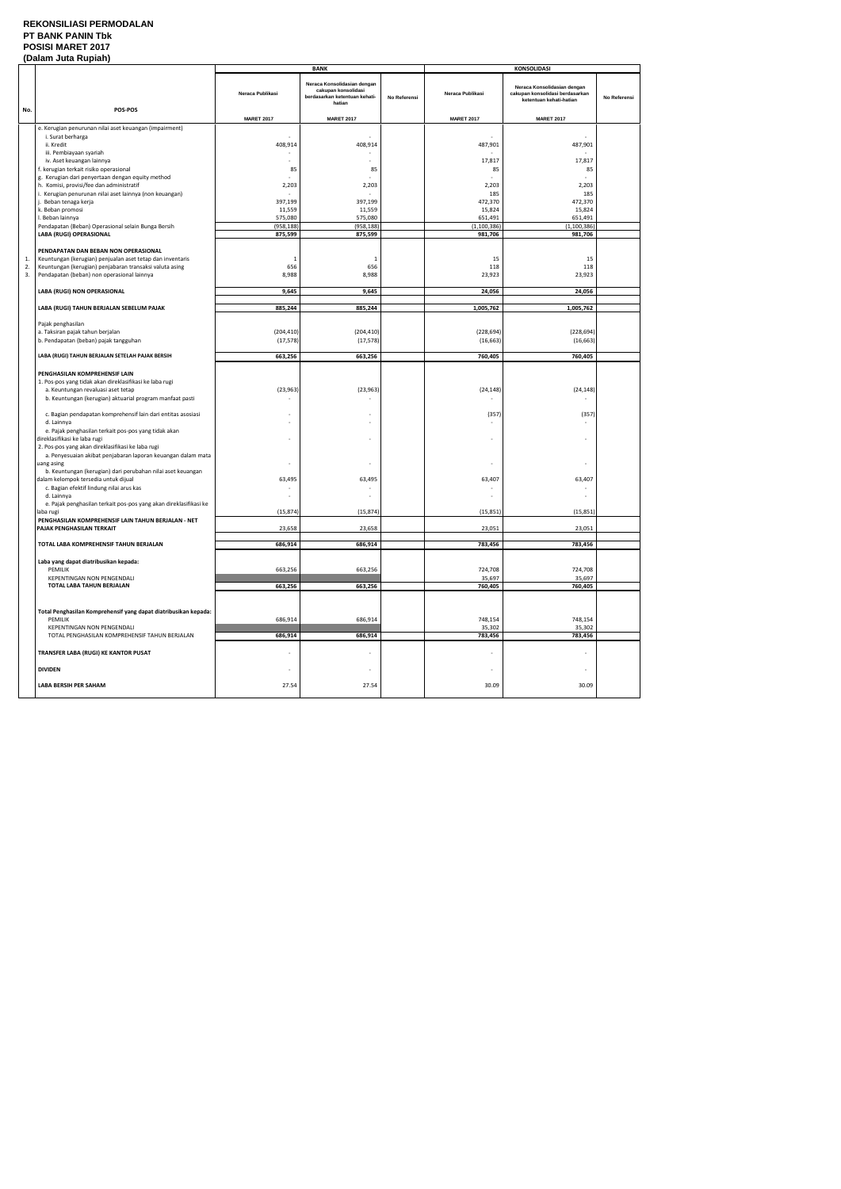**REKONSILIASI PERMODALAN**
**PT BANK PANIN Tbk**
**POSISI MARET 2017**
**(Dalam Juta Rupiah)**

| No. | POS-POS | BANK | | | KONSOLIDASI | | |
|---|---|---|---|---|---|---|---|
| | | Neraca Publikasi | Neraca Konsolidasian dengan cakupan konsolidasi berdasarkan ketentuan kehati-hatian | No Referensi | Neraca Publikasi | Neraca Konsolidasian dengan cakupan konsolidasi berdasarkan ketentuan kehati-hatian | No Referensi |
| | | MARET 2017 | MARET 2017 | | MARET 2017 | MARET 2017 | |
| | e. Kerugian penurunan nilai aset keuangan (impairment) | | | | | | |
| | i. Surat berharga | - | - | | - | - | |
| | ii. Kredit | 408,914 | 408,914 | | 487,901 | 487,901 | |
| | iii. Pembiayaan syariah | - | - | | - | - | |
| | iv. Aset keuangan lainnya | - | - | | 17,817 | 17,817 | |
| | f. kerugian terkait risiko operasional | 85 | 85 | | 85 | 85 | |
| | g. Kerugian dari penyertaan dengan equity method | - | - | | - | - | |
| | h. Komisi, provisi/fee dan administratif | 2,203 | 2,203 | | 2,203 | 2,203 | |
| | i. Kerugian penurunan nilai aset lainnya (non keuangan) | - | - | | 185 | 185 | |
| | j. Beban tenaga kerja | 397,199 | 397,199 | | 472,370 | 472,370 | |
| | k. Beban promosi | 11,559 | 11,559 | | 15,824 | 15,824 | |
| | l. Beban lainnya | 575,080 | 575,080 | | 651,491 | 651,491 | |
| | Pendapatan (Beban) Operasional selain Bunga Bersih | (958,188) | (958,188) | | (1,100,386) | (1,100,386) | |
| | **LABA (RUGI) OPERASIONAL** | **875,599** | **875,599** | | **981,706** | **981,706** | |
| | **PENDAPATAN DAN BEBAN NON OPERASIONAL** | | | | | | |
| 1. | Keuntungan (kerugian) penjualan aset tetap dan inventaris | 1 | 1 | | 15 | 15 | |
| 2. | Keuntungan (kerugian) penjabaran transaksi valuta asing | 656 | 656 | | 118 | 118 | |
| 3. | Pendapatan (beban) non operasional lainnya | 8,988 | 8,988 | | 23,923 | 23,923 | |
| | **LABA (RUGI) NON OPERASIONAL** | **9,645** | **9,645** | | **24,056** | **24,056** | |
| | **LABA (RUGI) TAHUN BERJALAN SEBELUM PAJAK** | **885,244** | **885,244** | | **1,005,762** | **1,005,762** | |
| | Pajak penghasilan | | | | | | |
| | a. Taksiran pajak tahun berjalan | (204,410) | (204,410) | | (228,694) | (228,694) | |
| | b. Pendapatan (beban) pajak tangguhan | (17,578) | (17,578) | | (16,663) | (16,663) | |
| | **LABA (RUGI) TAHUN BERJALAN SETELAH PAJAK BERSIH** | **663,256** | **663,256** | | **760,405** | **760,405** | |
| | **PENGHASILAN KOMPREHENSIF LAIN** | | | | | | |
| | 1. Pos-pos yang tidak akan direklasifikasi ke laba rugi | | | | | | |
| | a. Keuntungan revaluasi aset tetap | (23,963) | (23,963) | | (24,148) | (24,148) | |
| | b. Keuntungan (kerugian) aktuarial program manfaat pasti | - | - | | - | - | |
| | c. Bagian pendapatan komprehensif lain dari entitas asosiasi | - | - | | (357) | (357) | |
| | d. Lainnya | - | - | | - | - | |
| | e. Pajak penghasilan terkait pos-pos yang tidak akan direklasifikasi ke laba rugi | - | - | | - | - | |
| | 2. Pos-pos yang akan direklasifikasi ke laba rugi | | | | | | |
| | a. Penyesuaian akibat penjabaran laporan keuangan dalam mata uang asing | - | - | | - | - | |
| | b. Keuntungan (kerugian) dari perubahan nilai aset keuangan dalam kelompok tersedia untuk dijual | 63,495 | 63,495 | | 63,407 | 63,407 | |
| | c. Bagian efektif lindung nilai arus kas | - | - | | - | - | |
| | d. Lainnya | - | - | | - | - | |
| | e. Pajak penghasilan terkait pos-pos yang akan direklasifikasi ke laba rugi | (15,874) | (15,874) | | (15,851) | (15,851) | |
| | **PENGHASILAN KOMPREHENSIF LAIN TAHUN BERJALAN - NET PAJAK PENGHASILAN TERKAIT** | 23,658 | 23,658 | | 23,051 | 23,051 | |
| | **TOTAL LABA KOMPREHENSIF TAHUN BERJALAN** | **686,914** | **686,914** | | **783,456** | **783,456** | |
| | **Laba yang dapat diatribusikan kepada:** | | | | | | |
| | PEMILIK | 663,256 | 663,256 | | 724,708 | 724,708 | |
| | KEPENTINGAN NON PENGENDALI | | | | 35,697 | 35,697 | |
| | **TOTAL LABA TAHUN BERJALAN** | **663,256** | **663,256** | | **760,405** | **760,405** | |
| | **Total Penghasilan Komprehensif yang dapat diatribusikan kepada:** | | | | | | |
| | PEMILIK | 686,914 | 686,914 | | 748,154 | 748,154 | |
| | KEPENTINGAN NON PENGENDALI | | | | 35,302 | 35,302 | |
| | TOTAL PENGHASILAN KOMPREHENSIF TAHUN BERJALAN | **686,914** | **686,914** | | **783,456** | **783,456** | |
| | **TRANSFER LABA (RUGI) KE KANTOR PUSAT** | - | - | | - | - | |
| | **DIVIDEN** | - | - | | - | - | |
| | **LABA BERSIH PER SAHAM** | 27.54 | 27.54 | | 30.09 | 30.09 | |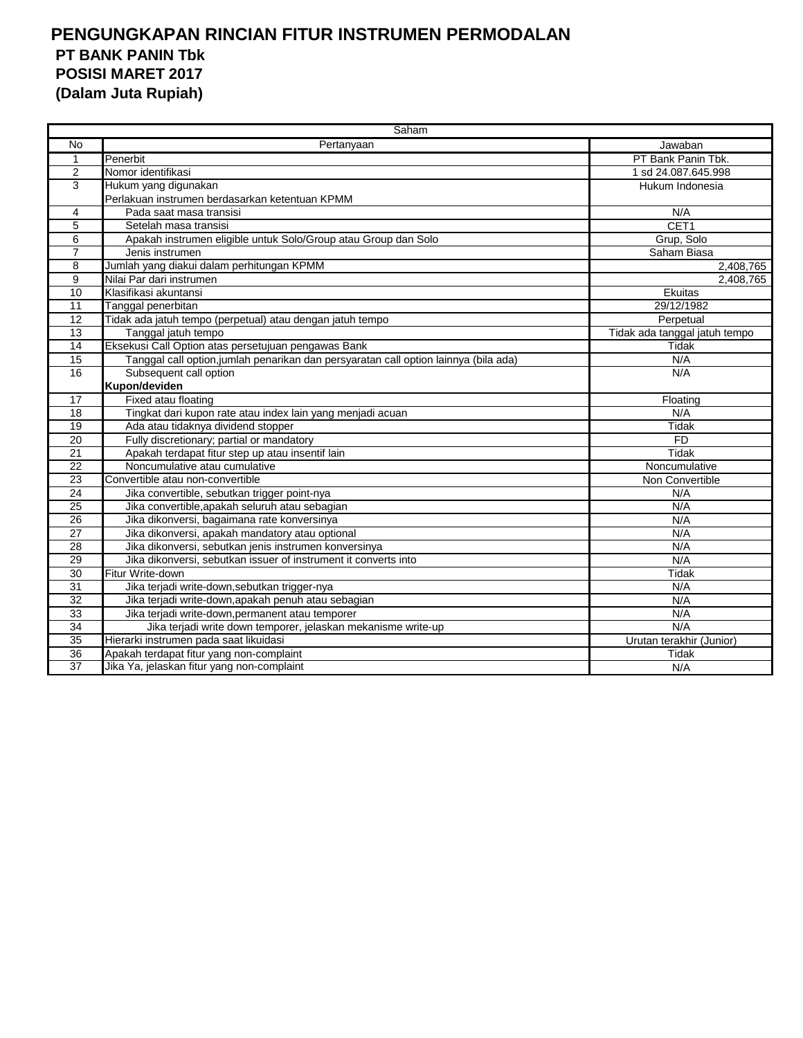# PENGUNGKAPAN RINCIAN FITUR INSTRUMEN PERMODALAN

## PT BANK PANIN Tbk

## POSISI MARET 2017

## (Dalam Juta Rupiah)

| Saham | | |
|---|---|---|
| No | Pertanyaan | Jawaban |
| 1 | Penerbit | PT Bank Panin Tbk. |
| 2 | Nomor identifikasi | 1 sd 24.087.645.998 |
| 3 | Hukum yang digunakan | Hukum Indonesia |
| | Perlakuan instrumen berdasarkan ketentuan KPMM | |
| 4 | Pada saat masa transisi | N/A |
| 5 | Setelah masa transisi | CET1 |
| 6 | Apakah instrumen eligible untuk Solo/Group atau Group dan Solo | Grup, Solo |
| 7 | Jenis instrumen | Saham Biasa |
| 8 | Jumlah yang diakui dalam perhitungan KPMM | 2,408,765 |
| 9 | Nilai Par dari instrumen | 2,408,765 |
| 10 | Klasifikasi akuntansi | Ekuitas |
| 11 | Tanggal penerbitan | 29/12/1982 |
| 12 | Tidak ada jatuh tempo (perpetual) atau dengan jatuh tempo | Perpetual |
| 13 | Tanggal jatuh tempo | Tidak ada tanggal jatuh tempo |
| 14 | Eksekusi Call Option atas persetujuan pengawas Bank | Tidak |
| 15 | Tanggal call option,jumlah penarikan dan persyaratan call option lainnya (bila ada) | N/A |
| 16 | Subsequent call option | N/A |
| | **Kupon/deviden** | |
| 17 | Fixed atau floating | Floating |
| 18 | Tingkat dari kupon rate atau index lain yang menjadi acuan | N/A |
| 19 | Ada atau tidaknya dividend stopper | Tidak |
| 20 | Fully discretionary; partial or mandatory | FD |
| 21 | Apakah terdapat fitur step up atau insentif lain | Tidak |
| 22 | Noncumulative atau cumulative | Noncumulative |
| 23 | Convertible atau non-convertible | Non Convertible |
| 24 | Jika convertible, sebutkan trigger point-nya | N/A |
| 25 | Jika convertible,apakah seluruh atau sebagian | N/A |
| 26 | Jika dikonversi, bagaimana rate konversinya | N/A |
| 27 | Jika dikonversi, apakah mandatory atau optional | N/A |
| 28 | Jika dikonversi, sebutkan jenis instrumen konversinya | N/A |
| 29 | Jika dikonversi, sebutkan issuer of instrument it converts into | N/A |
| 30 | Fitur Write-down | Tidak |
| 31 | Jika terjadi write-down,sebutkan trigger-nya | N/A |
| 32 | Jika terjadi write-down,apakah penuh atau sebagian | N/A |
| 33 | Jika terjadi write-down,permanent atau temporer | N/A |
| 34 | Jika terjadi write down temporer, jelaskan mekanisme write-up | N/A |
| 35 | Hierarki instrumen pada saat likuidasi | Urutan terakhir (Junior) |
| 36 | Apakah terdapat fitur yang non-complaint | Tidak |
| 37 | Jika Ya, jelaskan fitur yang non-complaint | N/A |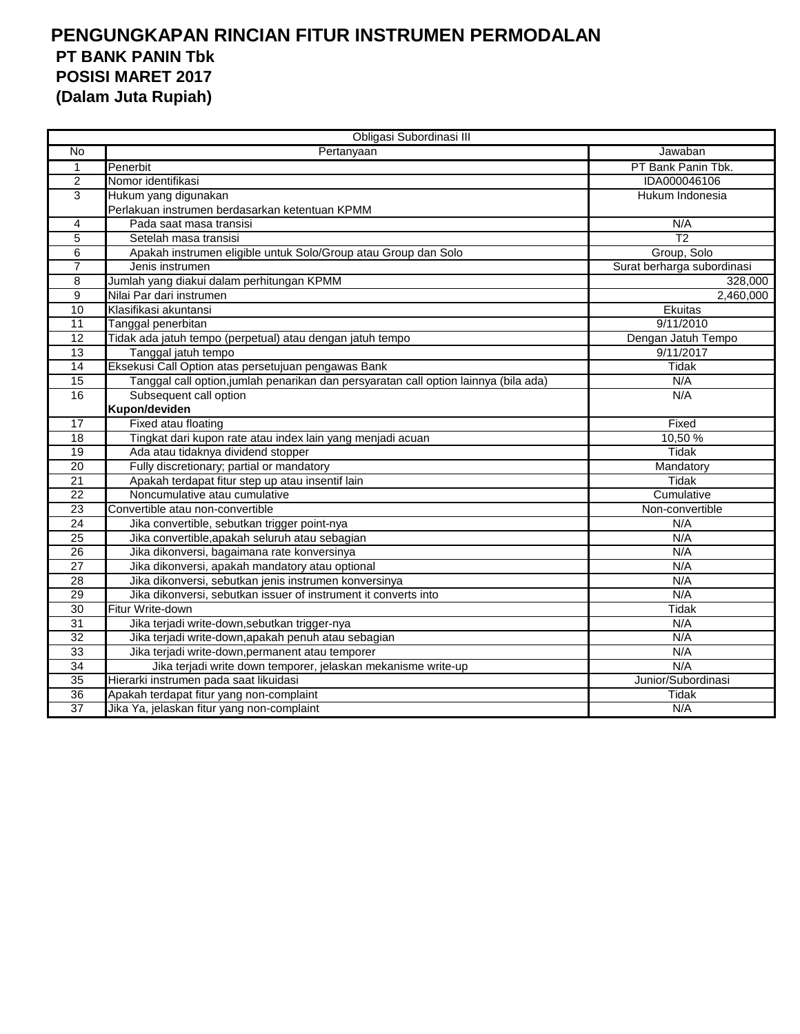# PENGUNGKAPAN RINCIAN FITUR INSTRUMEN PERMODALAN

## PT BANK PANIN Tbk

## POSISI MARET 2017

## (Dalam Juta Rupiah)

| Obligasi Subordinasi III | | |
|---|---|---|
| No | Pertanyaan | Jawaban |
| 1 | Penerbit | PT Bank Panin Tbk. |
| 2 | Nomor identifikasi | IDA000046106 |
| 3 | Hukum yang digunakan | Hukum Indonesia |
| | Perlakuan instrumen berdasarkan ketentuan KPMM | |
| 4 | Pada saat masa transisi | N/A |
| 5 | Setelah masa transisi | T2 |
| 6 | Apakah instrumen eligible untuk Solo/Group atau Group dan Solo | Group, Solo |
| 7 | Jenis instrumen | Surat berharga subordinasi |
| 8 | Jumlah yang diakui dalam perhitungan KPMM | 328,000 |
| 9 | Nilai Par dari instrumen | 2,460,000 |
| 10 | Klasifikasi akuntansi | Ekuitas |
| 11 | Tanggal penerbitan | 9/11/2010 |
| 12 | Tidak ada jatuh tempo (perpetual) atau dengan jatuh tempo | Dengan Jatuh Tempo |
| 13 | Tanggal jatuh tempo | 9/11/2017 |
| 14 | Eksekusi Call Option atas persetujuan pengawas Bank | Tidak |
| 15 | Tanggal call option,jumlah penarikan dan persyaratan call option lainnya (bila ada) | N/A |
| 16 | Subsequent call option | N/A |
| | **Kupon/deviden** | |
| 17 | Fixed atau floating | Fixed |
| 18 | Tingkat dari kupon rate atau index lain yang menjadi acuan | 10,50 % |
| 19 | Ada atau tidaknya dividend stopper | Tidak |
| 20 | Fully discretionary; partial or mandatory | Mandatory |
| 21 | Apakah terdapat fitur step up atau insentif lain | Tidak |
| 22 | Noncumulative atau cumulative | Cumulative |
| 23 | Convertible atau non-convertible | Non-convertible |
| 24 | Jika convertible, sebutkan trigger point-nya | N/A |
| 25 | Jika convertible,apakah seluruh atau sebagian | N/A |
| 26 | Jika dikonversi, bagaimana rate konversinya | N/A |
| 27 | Jika dikonversi, apakah mandatory atau optional | N/A |
| 28 | Jika dikonversi, sebutkan jenis instrumen konversinya | N/A |
| 29 | Jika dikonversi, sebutkan issuer of instrument it converts into | N/A |
| 30 | Fitur Write-down | Tidak |
| 31 | Jika terjadi write-down,sebutkan trigger-nya | N/A |
| 32 | Jika terjadi write-down,apakah penuh atau sebagian | N/A |
| 33 | Jika terjadi write-down,permanent atau temporer | N/A |
| 34 | Jika terjadi write down temporer, jelaskan mekanisme write-up | N/A |
| 35 | Hierarki instrumen pada saat likuidasi | Junior/Subordinasi |
| 36 | Apakah terdapat fitur yang non-complaint | Tidak |
| 37 | Jika Ya, jelaskan fitur yang non-complaint | N/A |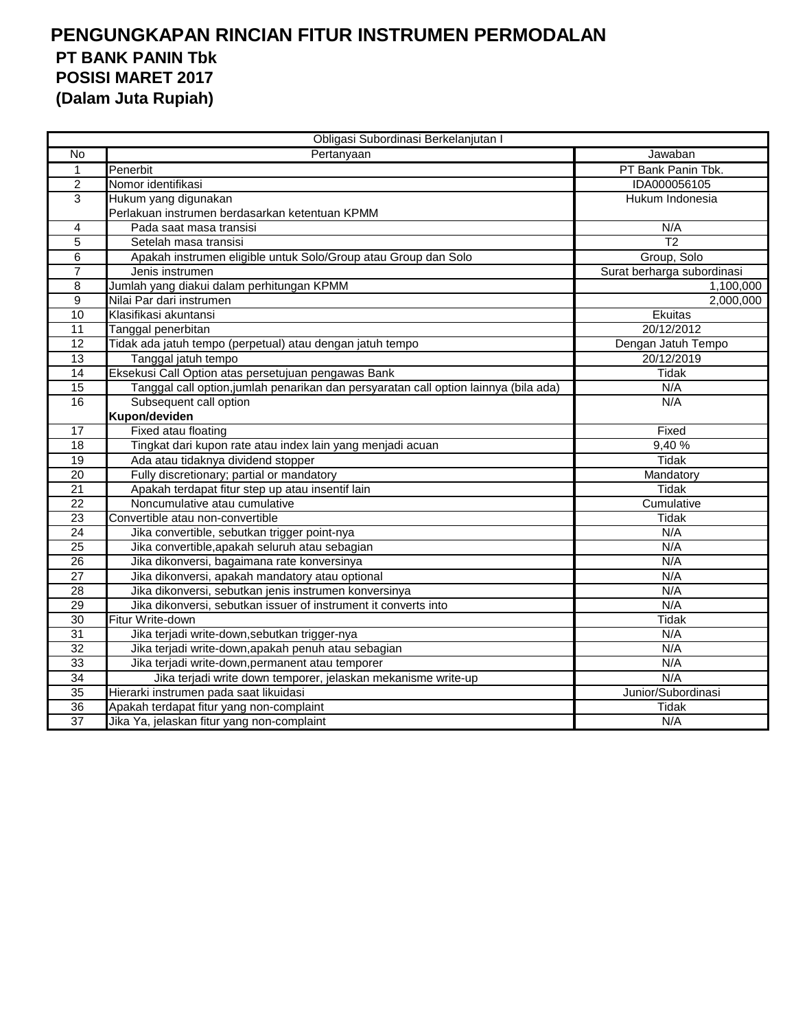# PENGUNGKAPAN RINCIAN FITUR INSTRUMEN PERMODALAN

## PT BANK PANIN Tbk
## POSISI MARET 2017
## (Dalam Juta Rupiah)

| Obligasi Subordinasi Berkelanjutan I | | |
|---|---|---|
| No | Pertanyaan | Jawaban |
| 1 | Penerbit | PT Bank Panin Tbk. |
| 2 | Nomor identifikasi | IDA000056105 |
| 3 | Hukum yang digunakan | Hukum Indonesia |
| | Perlakuan instrumen berdasarkan ketentuan KPMM | |
| 4 | Pada saat masa transisi | N/A |
| 5 | Setelah masa transisi | T2 |
| 6 | Apakah instrumen eligible untuk Solo/Group atau Group dan Solo | Group, Solo |
| 7 | Jenis instrumen | Surat berharga subordinasi |
| 8 | Jumlah yang diakui dalam perhitungan KPMM | 1,100,000 |
| 9 | Nilai Par dari instrumen | 2,000,000 |
| 10 | Klasifikasi akuntansi | Ekuitas |
| 11 | Tanggal penerbitan | 20/12/2012 |
| 12 | Tidak ada jatuh tempo (perpetual) atau dengan jatuh tempo | Dengan Jatuh Tempo |
| 13 | Tanggal jatuh tempo | 20/12/2019 |
| 14 | Eksekusi Call Option atas persetujuan pengawas Bank | Tidak |
| 15 | Tanggal call option,jumlah penarikan dan persyaratan call option lainnya (bila ada) | N/A |
| 16 | Subsequent call option | N/A |
| | **Kupon/deviden** | |
| 17 | Fixed atau floating | Fixed |
| 18 | Tingkat dari kupon rate atau index lain yang menjadi acuan | 9,40 % |
| 19 | Ada atau tidaknya dividend stopper | Tidak |
| 20 | Fully discretionary; partial or mandatory | Mandatory |
| 21 | Apakah terdapat fitur step up atau insentif lain | Tidak |
| 22 | Noncumulative atau cumulative | Cumulative |
| 23 | Convertible atau non-convertible | Tidak |
| 24 | Jika convertible, sebutkan trigger point-nya | N/A |
| 25 | Jika convertible,apakah seluruh atau sebagian | N/A |
| 26 | Jika dikonversi, bagaimana rate konversinya | N/A |
| 27 | Jika dikonversi, apakah mandatory atau optional | N/A |
| 28 | Jika dikonversi, sebutkan jenis instrumen konversinya | N/A |
| 29 | Jika dikonversi, sebutkan issuer of instrument it converts into | N/A |
| 30 | Fitur Write-down | Tidak |
| 31 | Jika terjadi write-down,sebutkan trigger-nya | N/A |
| 32 | Jika terjadi write-down,apakah penuh atau sebagian | N/A |
| 33 | Jika terjadi write-down,permanent atau temporer | N/A |
| 34 | Jika terjadi write down temporer, jelaskan mekanisme write-up | N/A |
| 35 | Hierarki instrumen pada saat likuidasi | Junior/Subordinasi |
| 36 | Apakah terdapat fitur yang non-complaint | Tidak |
| 37 | Jika Ya, jelaskan fitur yang non-complaint | N/A |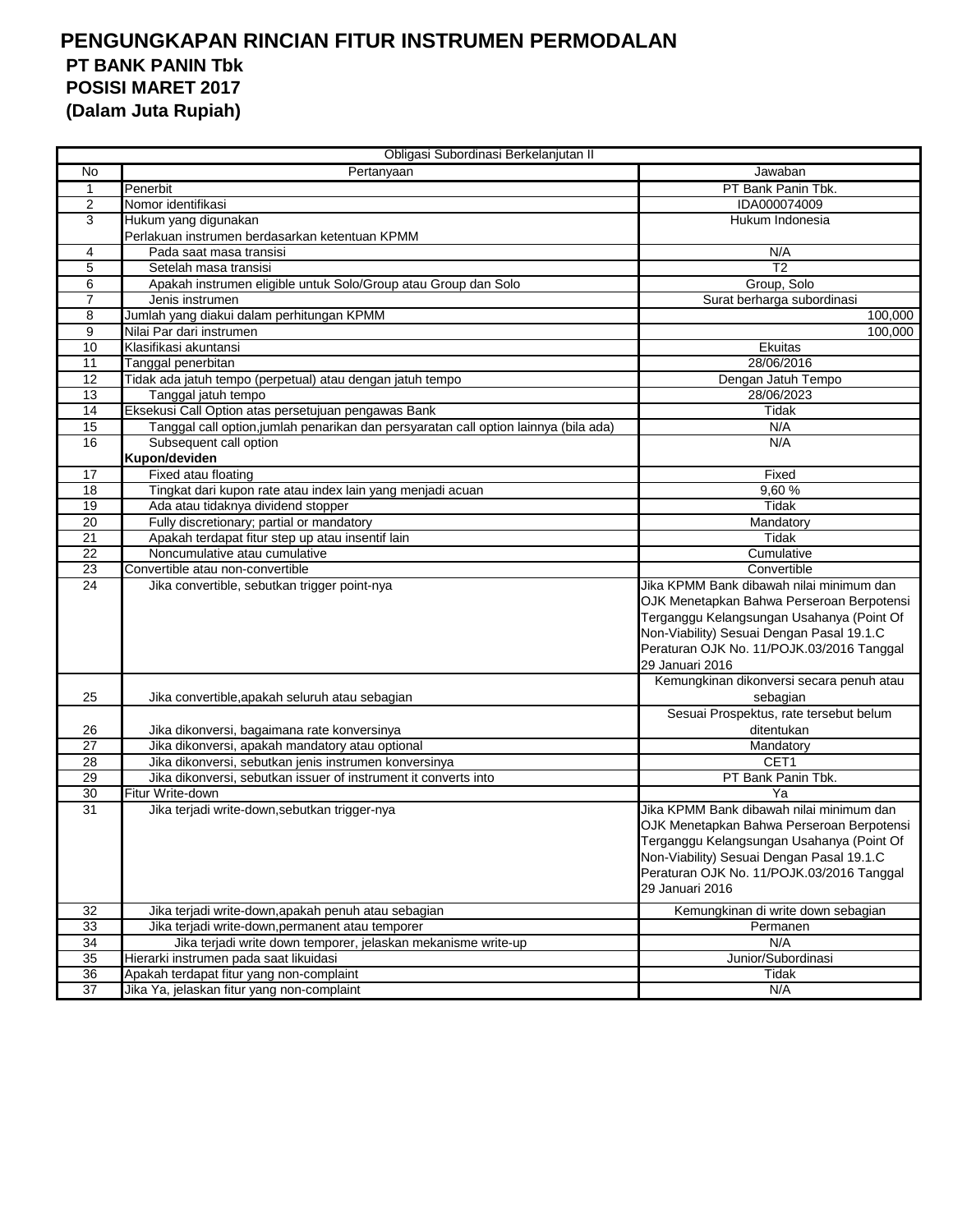# PENGUNGKAPAN RINCIAN FITUR INSTRUMEN PERMODALAN

**PT BANK PANIN Tbk**
**POSISI MARET 2017**
**(Dalam Juta Rupiah)**

| | Obligasi Subordinasi Berkelanjutan II | |
|---|---|---|
| No | Pertanyaan | Jawaban |
| 1 | Penerbit | PT Bank Panin Tbk. |
| 2 | Nomor identifikasi | IDA000074009 |
| 3 | Hukum yang digunakan | Hukum Indonesia |
| | Perlakuan instrumen berdasarkan ketentuan KPMM | |
| 4 | Pada saat masa transisi | N/A |
| 5 | Setelah masa transisi | T2 |
| 6 | Apakah instrumen eligible untuk Solo/Group atau Group dan Solo | Group, Solo |
| 7 | Jenis instrumen | Surat berharga subordinasi |
| 8 | Jumlah yang diakui dalam perhitungan KPMM | 100,000 |
| 9 | Nilai Par dari instrumen | 100,000 |
| 10 | Klasifikasi akuntansi | Ekuitas |
| 11 | Tanggal penerbitan | 28/06/2016 |
| 12 | Tidak ada jatuh tempo (perpetual) atau dengan jatuh tempo | Dengan Jatuh Tempo |
| 13 | Tanggal jatuh tempo | 28/06/2023 |
| 14 | Eksekusi Call Option atas persetujuan pengawas Bank | Tidak |
| 15 | Tanggal call option,jumlah penarikan dan persyaratan call option lainnya (bila ada) | N/A |
| 16 | Subsequent call option | N/A |
| | **Kupon/deviden** | |
| 17 | Fixed atau floating | Fixed |
| 18 | Tingkat dari kupon rate atau index lain yang menjadi acuan | 9,60 % |
| 19 | Ada atau tidaknya dividend stopper | Tidak |
| 20 | Fully discretionary; partial or mandatory | Mandatory |
| 21 | Apakah terdapat fitur step up atau insentif lain | Tidak |
| 22 | Noncumulative atau cumulative | Cumulative |
| 23 | Convertible atau non-convertible | Convertible |
| 24 | Jika convertible, sebutkan trigger point-nya | Jika KPMM Bank dibawah nilai minimum dan OJK Menetapkan Bahwa Perseroan Berpotensi Terganggu Kelangsungan Usahanya (Point Of Non-Viability) Sesuai Dengan Pasal 19.1.C Peraturan OJK No. 11/POJK.03/2016 Tanggal 29 Januari 2016 |
| 25 | Jika convertible,apakah seluruh atau sebagian | Kemungkinan dikonversi secara penuh atau sebagian |
| 26 | Jika dikonversi, bagaimana rate konversinya | Sesuai Prospektus, rate tersebut belum ditentukan |
| 27 | Jika dikonversi, apakah mandatory atau optional | Mandatory |
| 28 | Jika dikonversi, sebutkan jenis instrumen konversinya | CET1 |
| 29 | Jika dikonversi, sebutkan issuer of instrument it converts into | PT Bank Panin Tbk. |
| 30 | Fitur Write-down | Ya |
| 31 | Jika terjadi write-down,sebutkan trigger-nya | Jika KPMM Bank dibawah nilai minimum dan OJK Menetapkan Bahwa Perseroan Berpotensi Terganggu Kelangsungan Usahanya (Point Of Non-Viability) Sesuai Dengan Pasal 19.1.C Peraturan OJK No. 11/POJK.03/2016 Tanggal 29 Januari 2016 |
| 32 | Jika terjadi write-down,apakah penuh atau sebagian | Kemungkinan di write down sebagian |
| 33 | Jika terjadi write-down,permanent atau temporer | Permanen |
| 34 | Jika terjadi write down temporer, jelaskan mekanisme write-up | N/A |
| 35 | Hierarki instrumen pada saat likuidasi | Junior/Subordinasi |
| 36 | Apakah terdapat fitur yang non-complaint | Tidak |
| 37 | Jika Ya, jelaskan fitur yang non-complaint | N/A |